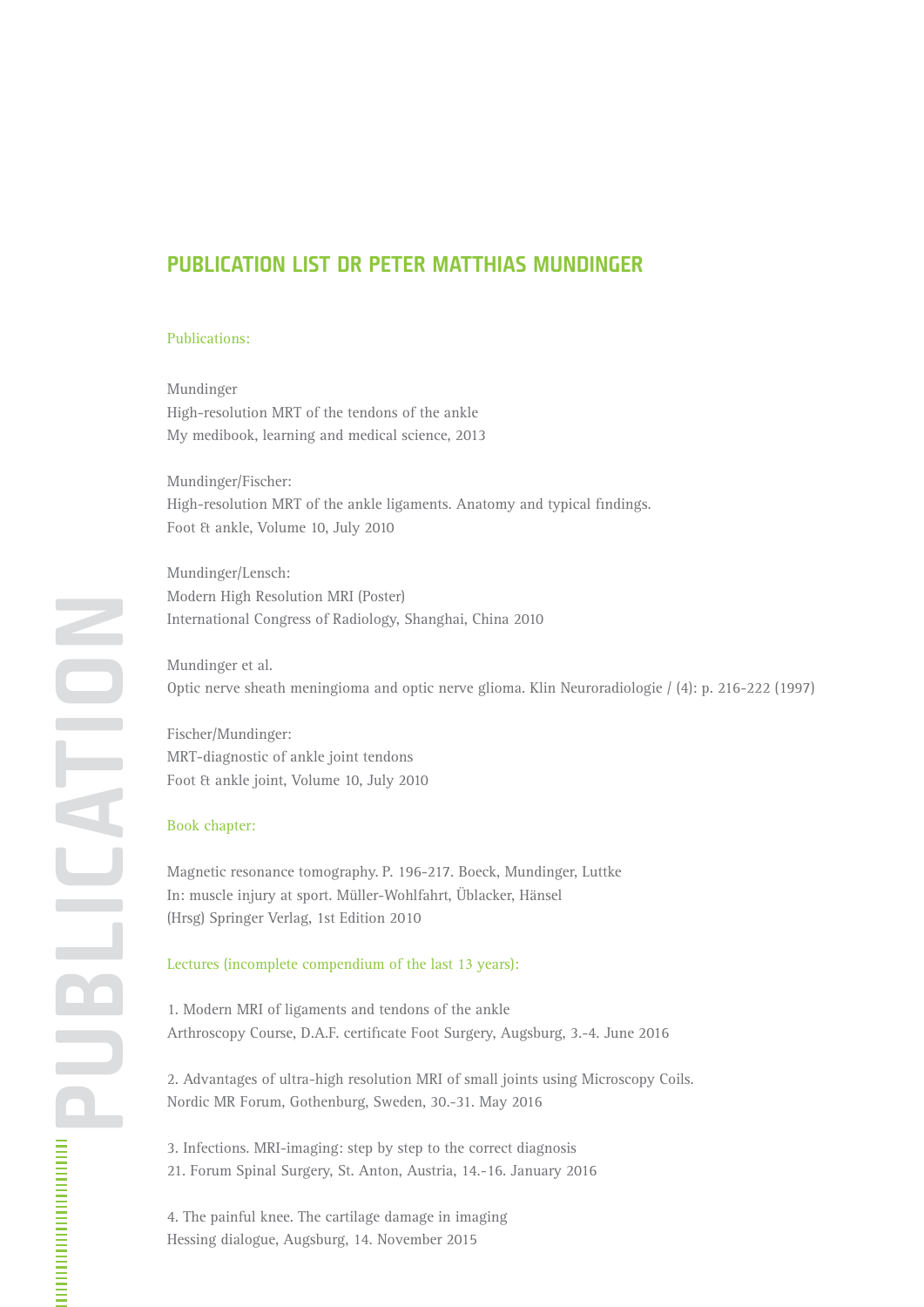# PUBLICATION LIST DR PETER MATTHIAS MUNDINGER

## Publications:

Mundinger
High-resolution MRT of the tendons of the ankle
My medibook, learning and medical science, 2013

Mundinger/Fischer:
High-resolution MRT of the ankle ligaments. Anatomy and typical findings.
Foot & ankle, Volume 10, July 2010

Mundinger/Lensch:
Modern High Resolution MRI (Poster)
International Congress of Radiology, Shanghai, China 2010

Mundinger et al.
Optic nerve sheath meningioma and optic nerve glioma. Klin Neuroradiologie / (4): p. 216-222 (1997)

Fischer/Mundinger:
MRT-diagnostic of ankle joint tendons
Foot & ankle joint, Volume 10, July 2010

## Book chapter:

Magnetic resonance tomography. P. 196-217. Boeck, Mundinger, Luttke
In: muscle injury at sport. Müller-Wohlfahrt, Üblacker, Hänsel
(Hrsg) Springer Verlag, 1st Edition 2010

## Lectures (incomplete compendium of the last 13 years):

1. Modern MRI of ligaments and tendons of the ankle
Arthroscopy Course, D.A.F. certificate Foot Surgery, Augsburg, 3.-4. June 2016

2. Advantages of ultra-high resolution MRI of small joints using Microscopy Coils.
Nordic MR Forum, Gothenburg, Sweden, 30.-31. May 2016

3. Infections. MRI-imaging: step by step to the correct diagnosis
21. Forum Spinal Surgery, St. Anton, Austria, 14.-16. January 2016

4. The painful knee. The cartilage damage in imaging
Hessing dialogue, Augsburg, 14. November 2015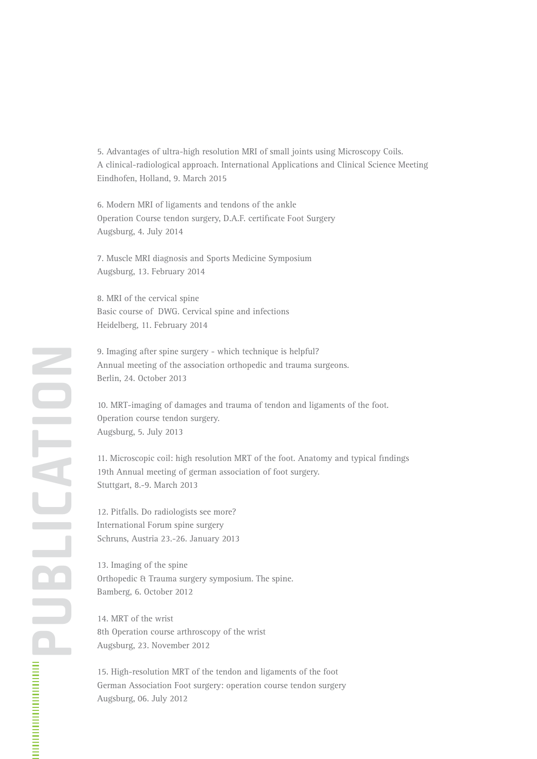5. Advantages of ultra-high resolution MRI of small joints using Microscopy Coils.
A clinical-radiological approach. International Applications and Clinical Science Meeting
Eindhofen, Holland, 9. March 2015

6. Modern MRI of ligaments and tendons of the ankle
Operation Course tendon surgery, D.A.F. certificate Foot Surgery
Augsburg, 4. July 2014

7. Muscle MRI diagnosis and Sports Medicine Symposium
Augsburg, 13. February 2014

8. MRI of the cervical spine
Basic course of DWG. Cervical spine and infections
Heidelberg, 11. February 2014

9. Imaging after spine surgery - which technique is helpful?
Annual meeting of the association orthopedic and trauma surgeons.
Berlin, 24. October 2013

10. MRT-imaging of damages and trauma of tendon and ligaments of the foot.
Operation course tendon surgery.
Augsburg, 5. July 2013

11. Microscopic coil: high resolution MRT of the foot. Anatomy and typical findings
19th Annual meeting of german association of foot surgery.
Stuttgart, 8.-9. March 2013

12. Pitfalls. Do radiologists see more?
International Forum spine surgery
Schruns, Austria 23.-26. January 2013

13. Imaging of the spine
Orthopedic & Trauma surgery symposium. The spine.
Bamberg, 6. October 2012

14. MRT of the wrist
8th Operation course arthroscopy of the wrist
Augsburg, 23. November 2012

15. High-resolution MRT of the tendon and ligaments of the foot
German Association Foot surgery: operation course tendon surgery
Augsburg, 06. July 2012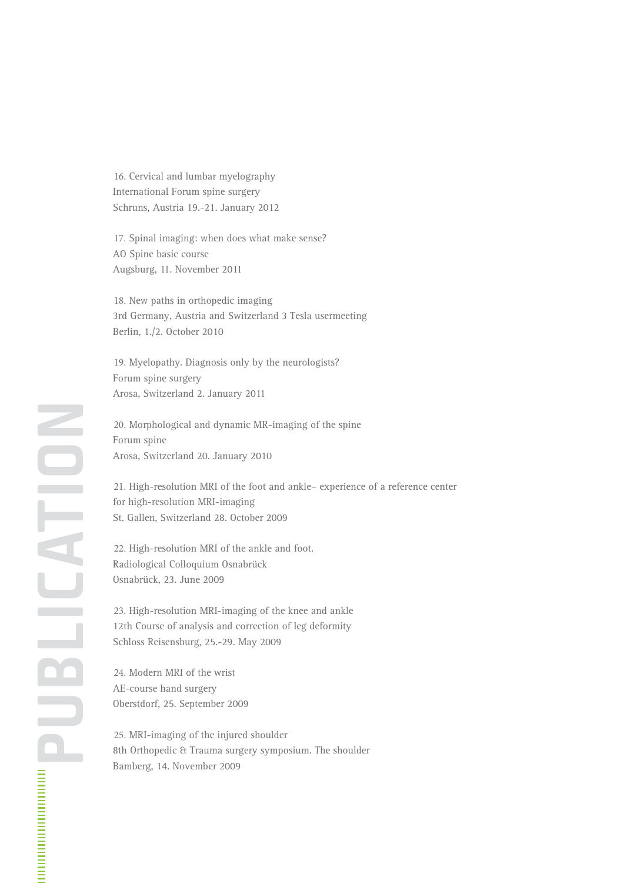16. Cervical and lumbar myelography
International Forum spine surgery
Schruns, Austria 19.-21. January 2012

17. Spinal imaging: when does what make sense?
AO Spine basic course
Augsburg, 11. November 2011

18. New paths in orthopedic imaging
3rd Germany, Austria and Switzerland 3 Tesla usermeeting
Berlin, 1./2. October 2010

19. Myelopathy. Diagnosis only by the neurologists?
Forum spine surgery
Arosa, Switzerland 2. January 2011

20. Morphological and dynamic MR-imaging of the spine
Forum spine
Arosa, Switzerland 20. January 2010

21. High-resolution MRI of the foot and ankle– experience of a reference center for high-resolution MRI-imaging
St. Gallen, Switzerland 28. October 2009

22. High-resolution MRI of the ankle and foot.
Radiological Colloquium Osnabrück
Osnabrück, 23. June 2009

23. High-resolution MRI-imaging of the knee and ankle
12th Course of analysis and correction of leg deformity
Schloss Reisensburg, 25.-29. May 2009

24. Modern MRI of the wrist
AE-course hand surgery
Oberstdorf, 25. September 2009

25. MRI-imaging of the injured shoulder
8th Orthopedic & Trauma surgery symposium. The shoulder
Bamberg, 14. November 2009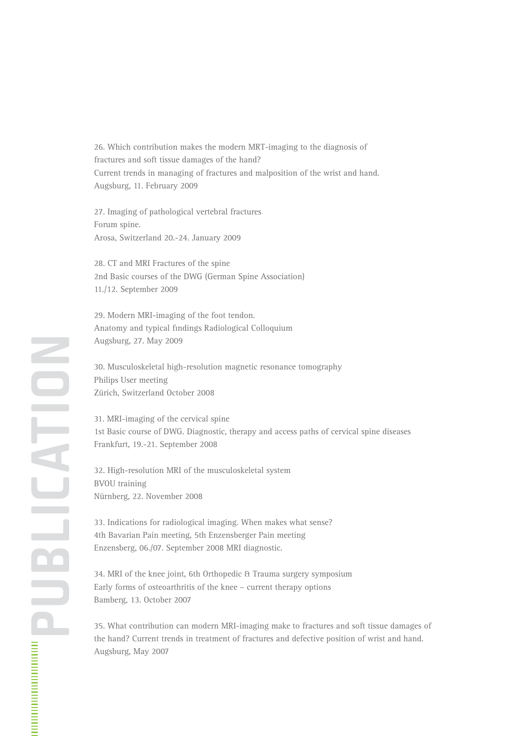# PUBLICATION

26. Which contribution makes the modern MRT-imaging to the diagnosis of fractures and soft tissue damages of the hand?
Current trends in managing of fractures and malposition of the wrist and hand.
Augsburg, 11. February 2009

27. Imaging of pathological vertebral fractures
Forum spine.
Arosa, Switzerland 20.-24. January 2009

28. CT and MRI Fractures of the spine
2nd Basic courses of the DWG (German Spine Association)
11./12. September 2009

29. Modern MRI-imaging of the foot tendon.
Anatomy and typical findings Radiological Colloquium
Augsburg, 27. May 2009

30. Musculoskeletal high-resolution magnetic resonance tomography
Philips User meeting
Zürich, Switzerland October 2008

31. MRI-imaging of the cervical spine
1st Basic course of DWG. Diagnostic, therapy and access paths of cervical spine diseases
Frankfurt, 19.-21. September 2008

32. High-resolution MRI of the musculoskeletal system
BVOU training
Nürnberg, 22. November 2008

33. Indications for radiological imaging. When makes what sense?
4th Bavarian Pain meeting, 5th Enzensberger Pain meeting
Enzensberg, 06./07. September 2008 MRI diagnostic.

34. MRI of the knee joint, 6th Orthopedic & Trauma surgery symposium
Early forms of osteoarthritis of the knee – current therapy options
Bamberg, 13. October 2007

35. What contribution can modern MRI-imaging make to fractures and soft tissue damages of the hand? Current trends in treatment of fractures and defective position of wrist and hand.
Augsburg, May 2007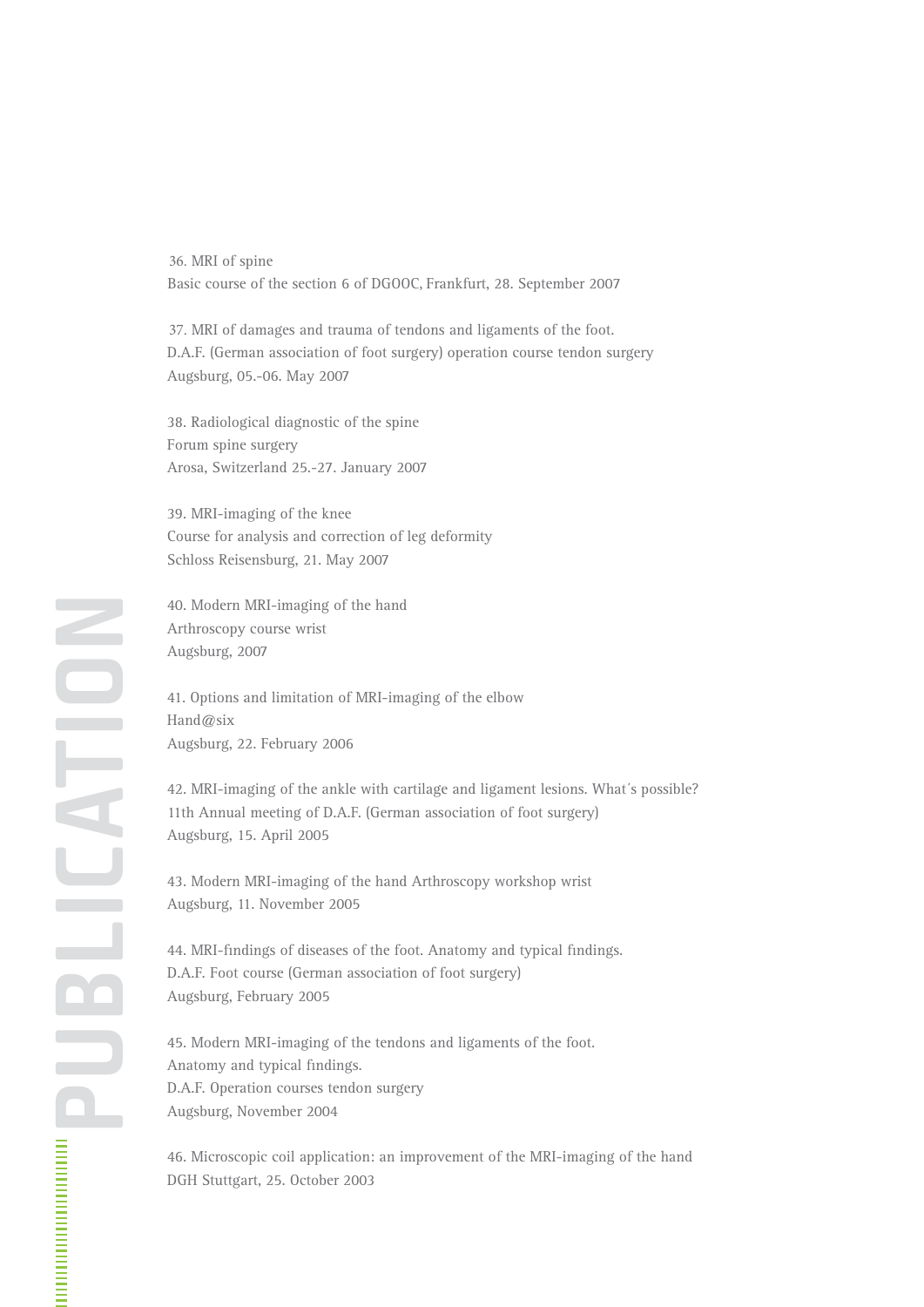# PUBLICATION

36. MRI of spine
Basic course of the section 6 of DGOOC, Frankfurt, 28. September 2007

37. MRI of damages and trauma of tendons and ligaments of the foot.
D.A.F. (German association of foot surgery) operation course tendon surgery
Augsburg, 05.-06. May 2007

38. Radiological diagnostic of the spine
Forum spine surgery
Arosa, Switzerland 25.-27. January 2007

39. MRI-imaging of the knee
Course for analysis and correction of leg deformity
Schloss Reisensburg, 21. May 2007

40. Modern MRI-imaging of the hand
Arthroscopy course wrist
Augsburg, 2007

41. Options and limitation of MRI-imaging of the elbow
Hand@six
Augsburg, 22. February 2006

42. MRI-imaging of the ankle with cartilage and ligament lesions. What´s possible?
11th Annual meeting of D.A.F. (German association of foot surgery)
Augsburg, 15. April 2005

43. Modern MRI-imaging of the hand Arthroscopy workshop wrist
Augsburg, 11. November 2005

44. MRI-findings of diseases of the foot. Anatomy and typical findings.
D.A.F. Foot course (German association of foot surgery)
Augsburg, February 2005

45. Modern MRI-imaging of the tendons and ligaments of the foot.
Anatomy and typical findings.
D.A.F. Operation courses tendon surgery
Augsburg, November 2004

46. Microscopic coil application: an improvement of the MRI-imaging of the hand
DGH Stuttgart, 25. October 2003